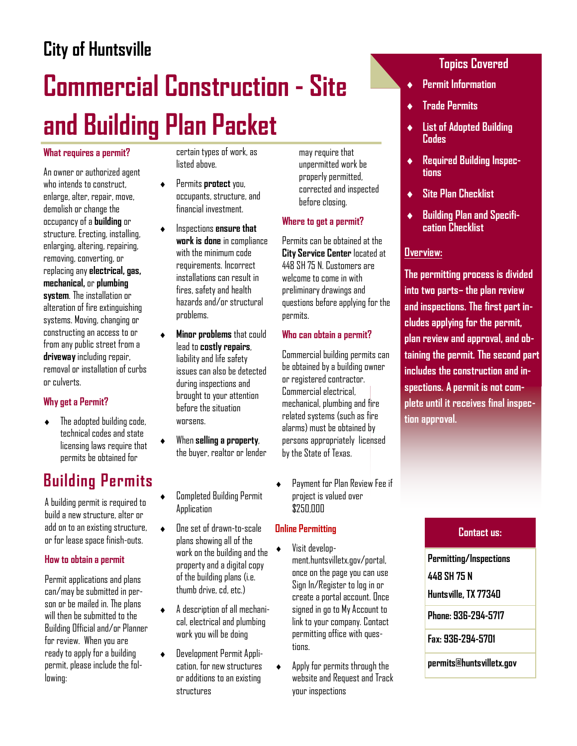City of Huntsville

# Commercial Construction - Site and Building Plan Packet

### What requires a permit?

An owner or authorized agent who intends to construct, enlarge, alter, repair, move, demolish or change the occupancy of a **building** or structure. Erecting, installing, enlarging, altering, repairing, removing, converting, or replacing any **electrical, gas, mechanical,** or **plumbing system**. The installation or alteration of fire extinguishing systems. Moving, changing or constructing an access to or from any public street from a **driveway** including repair, removal or installation of curbs or culverts.

### Why get a Permit?

- The adopted building code, technical codes and state licensing laws require that permits be obtained for certain types of work, as listed above.
- Permits **protect** you, occupants, structure, and financial investment.
- Inspections **ensure that work is done** in compliance with the minimum code requirements. Incorrect installations can result in fires, safety and health hazards and/or structural problems.
- **Minor problems** that could lead to **costly repairs**, liability and life safety issues can also be detected during inspections and brought to your attention before the situation worsens.
- When **selling a property**, the buyer, realtor or lender may require that unpermitted work be properly permitted, corrected and inspected before closing.

### Where to get a permit?

Permits can be obtained at the **City Service Center** located at 448 SH 75 N. Customers are welcome to come in with preliminary drawings and questions before applying for the permits.

### Who can obtain a permit?

Commercial building permits can be obtained by a building owner or registered contractor. Commercial electrical, mechanical, plumbing and fire related systems (such as fire alarms) must be obtained by persons appropriately licensed by the State of Texas.

## Topics Covered

- Permit Information
- Trade Permits
- List of Adopted Building Codes
- Required Building Inspections
- Site Plan Checklist
- Building Plan and Specification Checklist

### Overview:

**The permitting process is divided into two parts– the plan review and inspections. The first part includes applying for the permit, plan review and approval, and obtaining the permit. The second part includes the construction and inspections. A permit is not complete until it receives final inspection approval.**

## Building Permits

A building permit is required to build a new structure, alter or add on to an existing structure, or for lease space finish-outs.

### How to obtain a permit

Permit applications and plans can/may be submitted in person or be mailed in. The plans will then be submitted to the Building Official and/or Planner for review. When you are ready to apply for a building permit, please include the following:

- Completed Building Permit Application
- One set of drawn-to-scale plans showing all of the work on the building and the property and a digital copy of the building plans (i.e. thumb drive, cd, etc.)
- A description of all mechanical, electrical and plumbing work you will be doing
- Development Permit Application, for new structures or additions to an existing structures
- Payment for Plan Review Fee if project is valued over $250,000

### Online Permitting

- Visit development.huntsvilletx.gov/portal, once on the page you can use Sign In/Register to log in or create a portal account. Once signed in go to My Account to link to your company. Contact permitting office with questions.
- Apply for permits through the website and Request and Track your inspections

### Contact us:

**Permitting/Inspections**
**448 SH 75 N**
**Huntsville, TX 77340**

**Phone: 936-294-5717**

**Fax: 936-294-5701**

**permits@huntsvilletx.gov**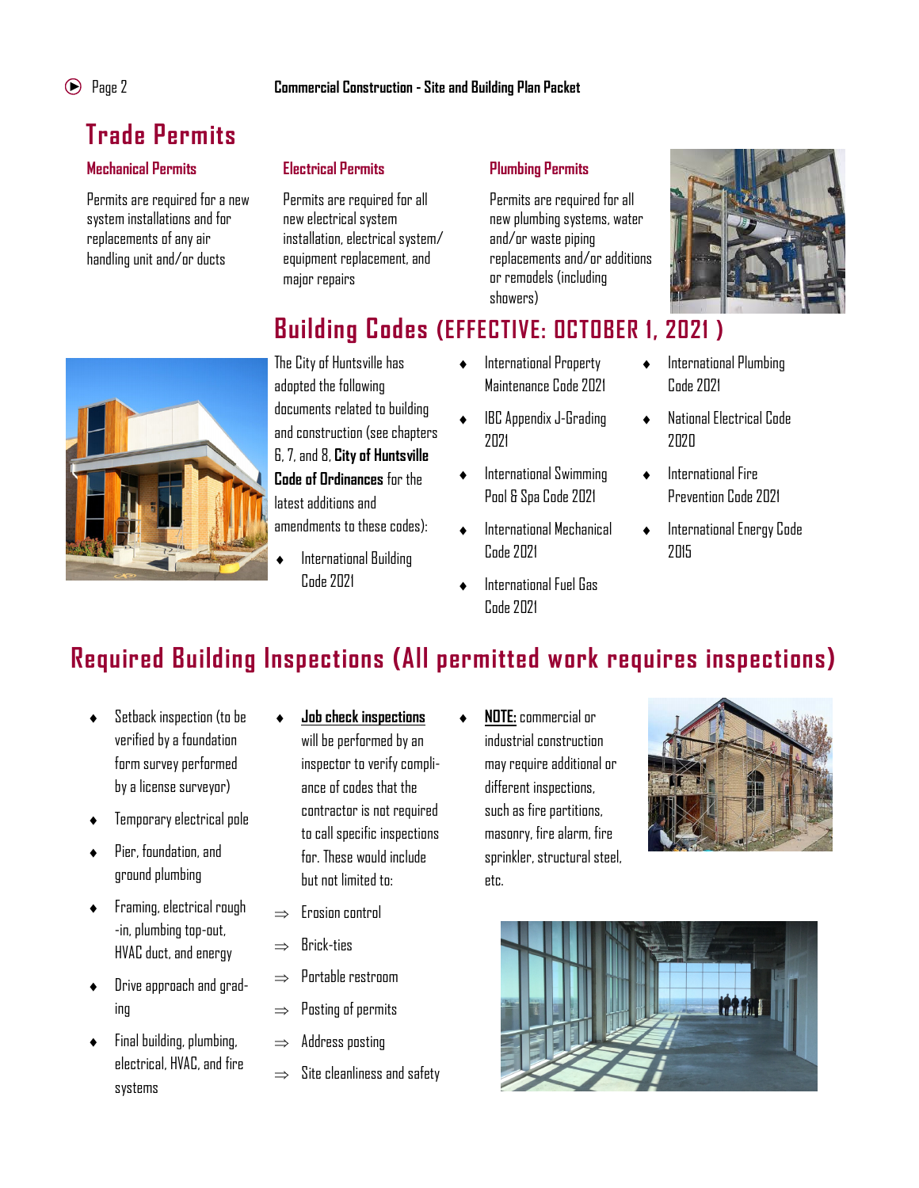# Trade Permits

### Mechanical Permits

Permits are required for a new system installations and for replacements of any air handling unit and/or ducts

### Electrical Permits

Permits are required for all new electrical system installation, electrical system/ equipment replacement, and major repairs

### Plumbing Permits

Permits are required for all new plumbing systems, water and/or waste piping replacements and/or additions or remodels (including showers)

# Building Codes (EFFECTIVE: OCTOBER 1, 2021 )

The City of Huntsville has adopted the following documents related to building and construction (see chapters 6, 7, and 8, **City of Huntsville Code of Ordinances** for the latest additions and amendments to these codes):

- International Building Code 2021
- International Property Maintenance Code 2021
- IBC Appendix J-Grading 2021
- International Swimming Pool & Spa Code 2021
- International Mechanical Code 2021
- International Fuel Gas Code 2021
- International Plumbing Code 2021
- National Electrical Code 2020
- International Fire Prevention Code 2021
- International Energy Code 2015

# Required Building Inspections (All permitted work requires inspections)

- Setback inspection (to be verified by a foundation form survey performed by a license surveyor)
- Temporary electrical pole
- Pier, foundation, and ground plumbing
- Framing, electrical rough-in, plumbing top-out, HVAC duct, and energy
- Drive approach and grading
- Final building, plumbing, electrical, HVAC, and fire systems

- **Job check inspections** will be performed by an inspector to verify compliance of codes that the contractor is not required to call specific inspections for. These would include but not limited to:
  - ⇒ Erosion control
  - ⇒ Brick-ties
  - ⇒ Portable restroom
  - ⇒ Posting of permits
  - ⇒ Address posting
  - ⇒ Site cleanliness and safety

- **NOTE:** commercial or industrial construction may require additional or different inspections, such as fire partitions, masonry, fire alarm, fire sprinkler, structural steel, etc.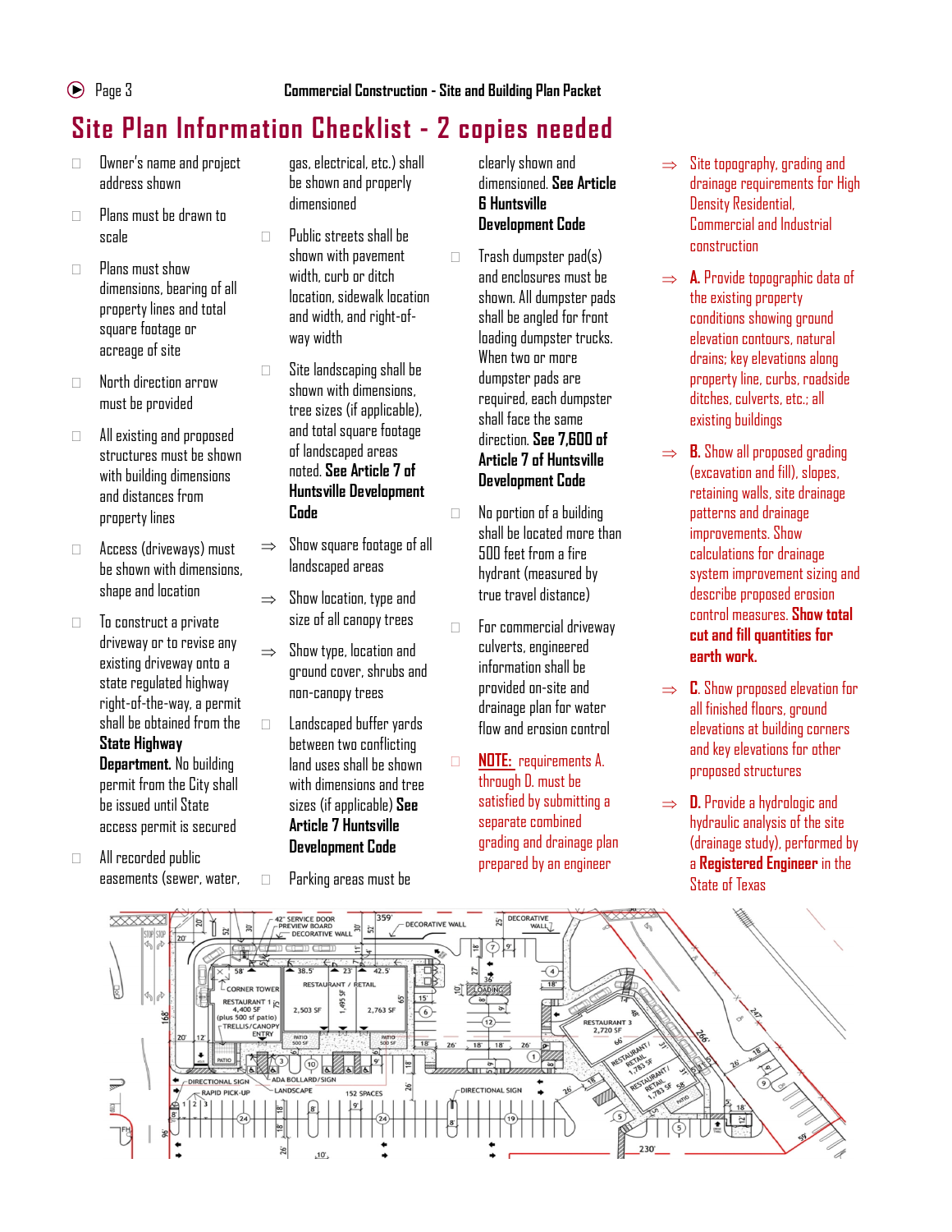# Site Plan Information Checklist - 2 copies needed

- ☐ Owner's name and project address shown
- ☐ Plans must be drawn to scale
- ☐ Plans must show dimensions, bearing of all property lines and total square footage or acreage of site
- ☐ North direction arrow must be provided
- ☐ All existing and proposed structures must be shown with building dimensions and distances from property lines
- ☐ Access (driveways) must be shown with dimensions, shape and location
- ☐ To construct a private driveway or to revise any existing driveway onto a state regulated highway right-of-the-way, a permit shall be obtained from the **State Highway Department.** No building permit from the City shall be issued until State access permit is secured
- ☐ All recorded public easements (sewer, water, gas, electrical, etc.) shall be shown and properly dimensioned
- ☐ Public streets shall be shown with pavement width, curb or ditch location, sidewalk location and width, and right-of-way width
- ☐ Site landscaping shall be shown with dimensions, tree sizes (if applicable), and total square footage of landscaped areas noted. **See Article 7 of Huntsville Development Code**
  - ⇒ Show square footage of all landscaped areas
  - ⇒ Show location, type and size of all canopy trees
  - ⇒ Show type, location and ground cover, shrubs and non-canopy trees
- ☐ Landscaped buffer yards between two conflicting land uses shall be shown with dimensions and tree sizes (if applicable) **See Article 7 Huntsville Development Code**
- ☐ Parking areas must be clearly shown and dimensioned. **See Article 6 Huntsville Development Code**
- ☐ Trash dumpster pad(s) and enclosures must be shown. All dumpster pads shall be angled for front loading dumpster trucks. When two or more dumpster pads are required, each dumpster shall face the same direction. **See 7,600 of Article 7 of Huntsville Development Code**
- ☐ No portion of a building shall be located more than 500 feet from a fire hydrant (measured by true travel distance)
- ☐ For commercial driveway culverts, engineered information shall be provided on-site and drainage plan for water flow and erosion control
- ☐ **NOTE:** requirements A. through D. must be satisfied by submitting a separate combined grading and drainage plan prepared by an engineer
  - ⇒ Site topography, grading and drainage requirements for High Density Residential, Commercial and Industrial construction
  - ⇒ **A.** Provide topographic data of the existing property conditions showing ground elevation contours, natural drains; key elevations along property line, curbs, roadside ditches, culverts, etc.; all existing buildings
  - ⇒ **B.** Show all proposed grading (excavation and fill), slopes, retaining walls, site drainage patterns and drainage improvements. Show calculations for drainage system improvement sizing and describe proposed erosion control measures. **Show total cut and fill quantities for earth work.**
  - ⇒ **C.** Show proposed elevation for all finished floors, ground elevations at building corners and key elevations for other proposed structures
  - ⇒ **D.** Provide a hydrologic and hydraulic analysis of the site (drainage study), performed by a **Registered Engineer** in the State of Texas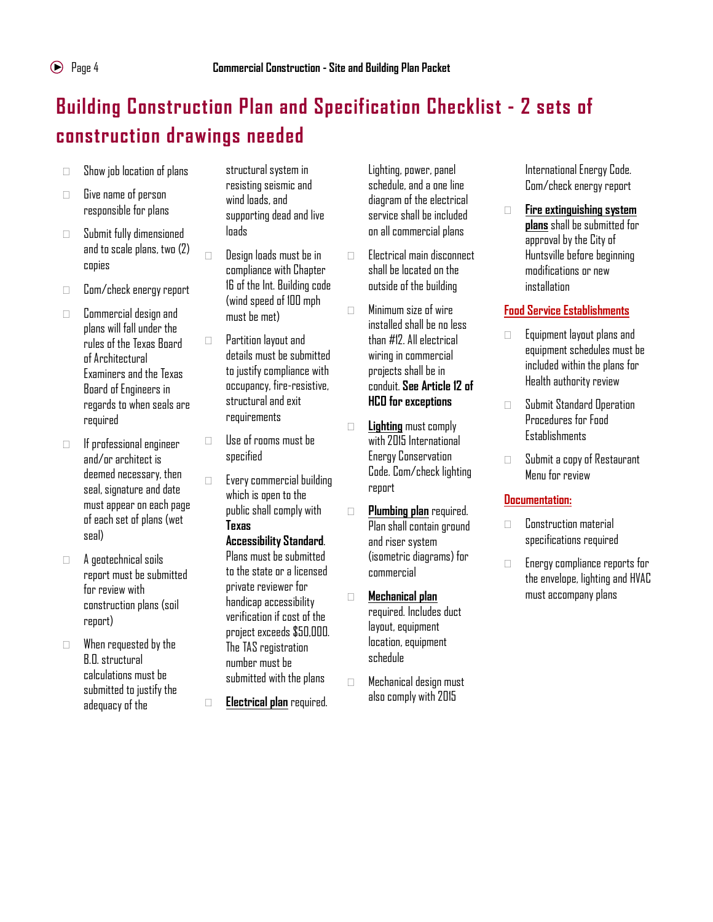# Building Construction Plan and Specification Checklist - 2 sets of construction drawings needed

- Show job location of plans
- Give name of person responsible for plans
- Submit fully dimensioned and to scale plans, two (2) copies
- Com/check energy report
- Commercial design and plans will fall under the rules of the Texas Board of Architectural Examiners and the Texas Board of Engineers in regards to when seals are required
- If professional engineer and/or architect is deemed necessary, then seal, signature and date must appear on each page of each set of plans (wet seal)
- A geotechnical soils report must be submitted for review with construction plans (soil report)
- When requested by the B.O. structural calculations must be submitted to justify the adequacy of the structural system in resisting seismic and wind loads, and supporting dead and live loads
- Design loads must be in compliance with Chapter 16 of the Int. Building code (wind speed of 100 mph must be met)
- Partition layout and details must be submitted to justify compliance with occupancy, fire-resistive, structural and exit requirements
- Use of rooms must be specified
- Every commercial building which is open to the public shall comply with **Texas Accessibility Standard**. Plans must be submitted to the state or a licensed private reviewer for handicap accessibility verification if cost of the project exceeds $50,000. The TAS registration number must be submitted with the plans
- **Electrical plan** required. Lighting, power, panel schedule, and a one line diagram of the electrical service shall be included on all commercial plans
- Electrical main disconnect shall be located on the outside of the building
- Minimum size of wire installed shall be no less than #12. All electrical wiring in commercial projects shall be in conduit. **See Article 12 of HCO for exceptions**
- **Lighting** must comply with 2015 International Energy Conservation Code. Com/check lighting report
- **Plumbing plan** required. Plan shall contain ground and riser system (isometric diagrams) for commercial
- **Mechanical plan** required. Includes duct layout, equipment location, equipment schedule
- Mechanical design must also comply with 2015 International Energy Code. Com/check energy report
- **Fire extinguishing system plans** shall be submitted for approval by the City of Huntsville before beginning modifications or new installation

## Food Service Establishments

- Equipment layout plans and equipment schedules must be included within the plans for Health authority review
- Submit Standard Operation Procedures for Food Establishments
- Submit a copy of Restaurant Menu for review

## Documentation:

- Construction material specifications required
- Energy compliance reports for the envelope, lighting and HVAC must accompany plans